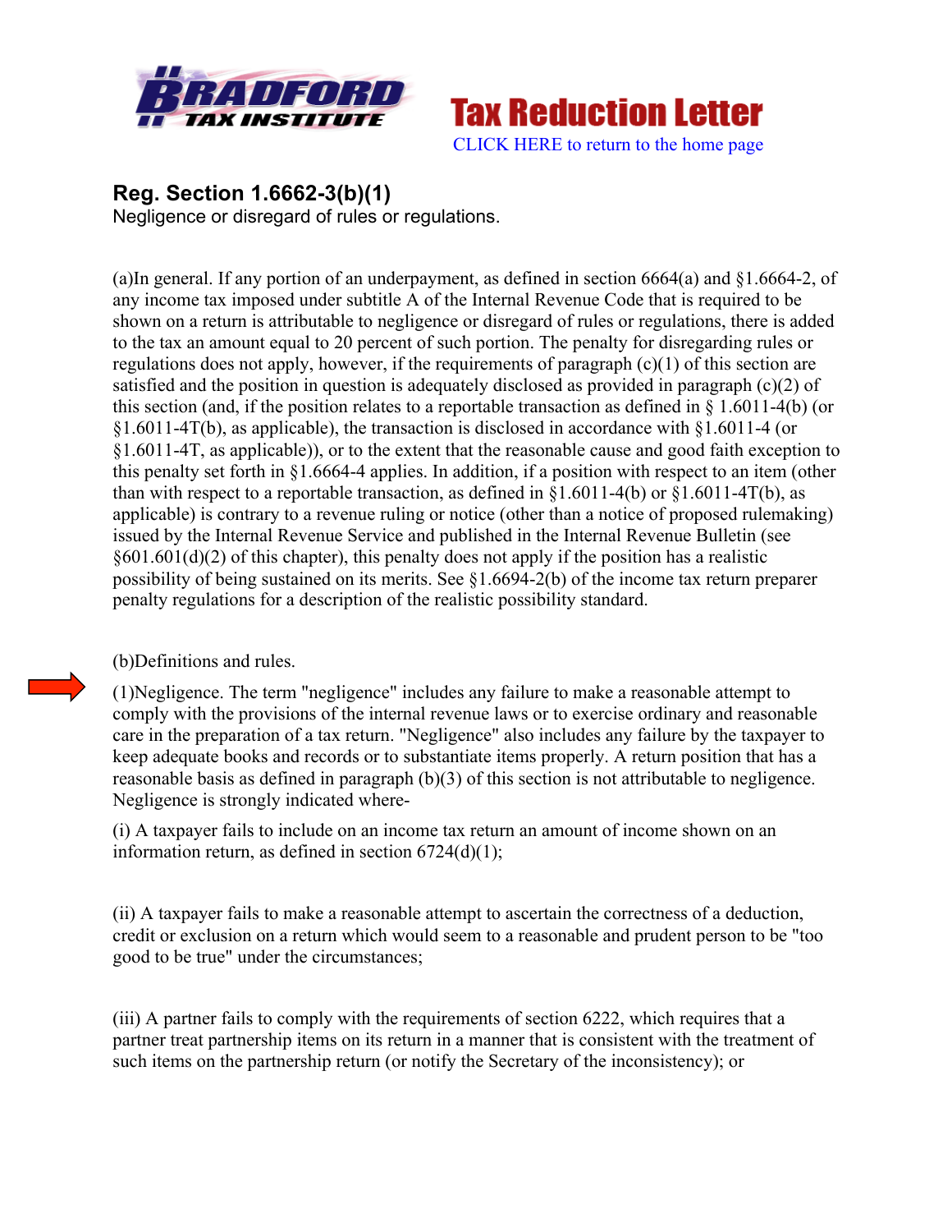Tax Reduction Letter

CLICK HERE to return to the home page

## Reg. Section 1.6662-3(b)(1)

Negligence or disregard of rules or regulations.

(a)In general. If any portion of an underpayment, as defined in section 6664(a) and §1.6664-2, of any income tax imposed under subtitle A of the Internal Revenue Code that is required to be shown on a return is attributable to negligence or disregard of rules or regulations, there is added to the tax an amount equal to 20 percent of such portion. The penalty for disregarding rules or regulations does not apply, however, if the requirements of paragraph (c)(1) of this section are satisfied and the position in question is adequately disclosed as provided in paragraph (c)(2) of this section (and, if the position relates to a reportable transaction as defined in § 1.6011-4(b) (or §1.6011-4T(b), as applicable), the transaction is disclosed in accordance with §1.6011-4 (or §1.6011-4T, as applicable)), or to the extent that the reasonable cause and good faith exception to this penalty set forth in §1.6664-4 applies. In addition, if a position with respect to an item (other than with respect to a reportable transaction, as defined in §1.6011-4(b) or §1.6011-4T(b), as applicable) is contrary to a revenue ruling or notice (other than a notice of proposed rulemaking) issued by the Internal Revenue Service and published in the Internal Revenue Bulletin (see §601.601(d)(2) of this chapter), this penalty does not apply if the position has a realistic possibility of being sustained on its merits. See §1.6694-2(b) of the income tax return preparer penalty regulations for a description of the realistic possibility standard.

(b)Definitions and rules.

(1)Negligence. The term "negligence" includes any failure to make a reasonable attempt to comply with the provisions of the internal revenue laws or to exercise ordinary and reasonable care in the preparation of a tax return. "Negligence" also includes any failure by the taxpayer to keep adequate books and records or to substantiate items properly. A return position that has a reasonable basis as defined in paragraph (b)(3) of this section is not attributable to negligence. Negligence is strongly indicated where-

(i) A taxpayer fails to include on an income tax return an amount of income shown on an information return, as defined in section 6724(d)(1);

(ii) A taxpayer fails to make a reasonable attempt to ascertain the correctness of a deduction, credit or exclusion on a return which would seem to a reasonable and prudent person to be "too good to be true" under the circumstances;

(iii) A partner fails to comply with the requirements of section 6222, which requires that a partner treat partnership items on its return in a manner that is consistent with the treatment of such items on the partnership return (or notify the Secretary of the inconsistency); or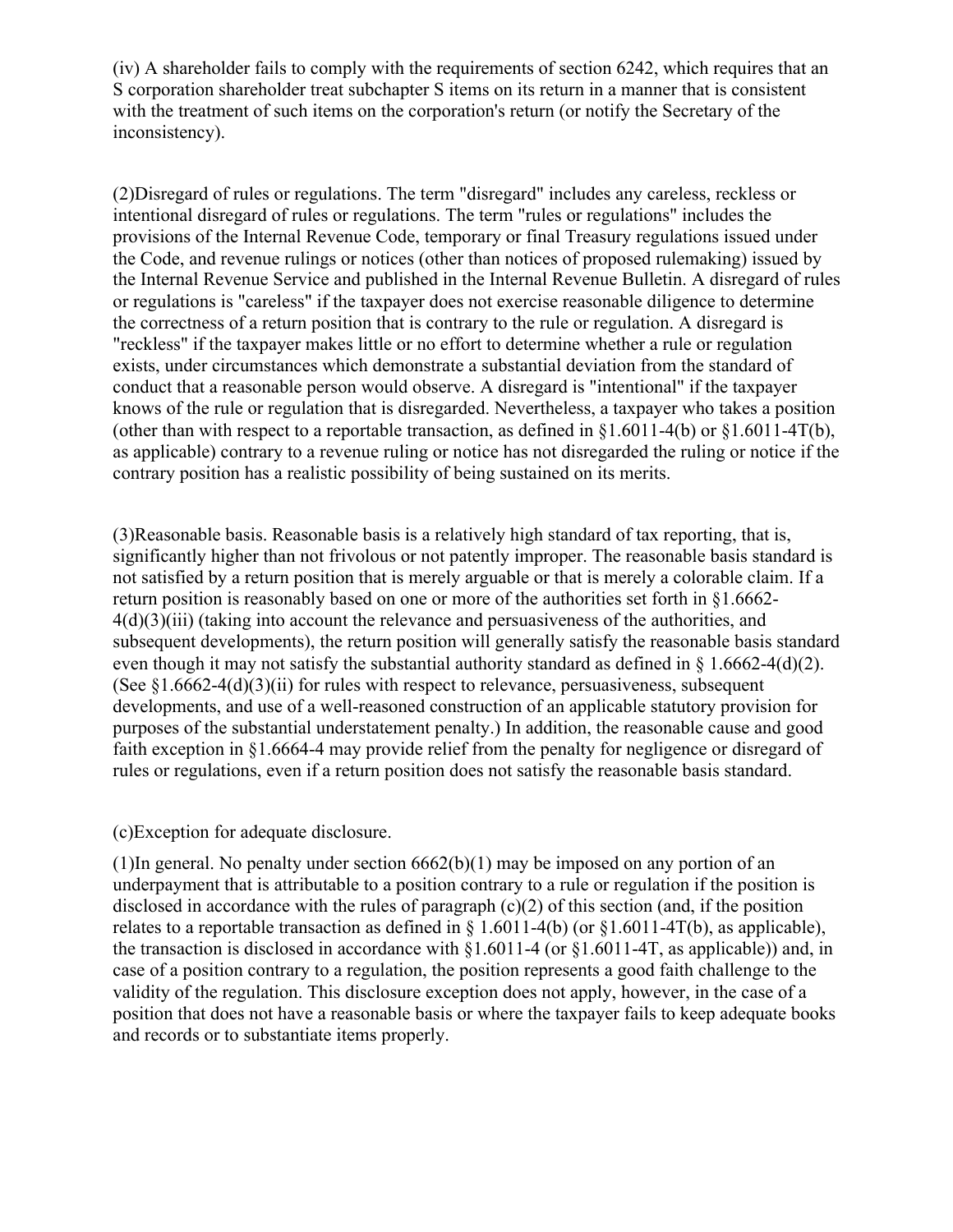(iv) A shareholder fails to comply with the requirements of section 6242, which requires that an S corporation shareholder treat subchapter S items on its return in a manner that is consistent with the treatment of such items on the corporation's return (or notify the Secretary of the inconsistency).

(2)Disregard of rules or regulations. The term "disregard" includes any careless, reckless or intentional disregard of rules or regulations. The term "rules or regulations" includes the provisions of the Internal Revenue Code, temporary or final Treasury regulations issued under the Code, and revenue rulings or notices (other than notices of proposed rulemaking) issued by the Internal Revenue Service and published in the Internal Revenue Bulletin. A disregard of rules or regulations is "careless" if the taxpayer does not exercise reasonable diligence to determine the correctness of a return position that is contrary to the rule or regulation. A disregard is "reckless" if the taxpayer makes little or no effort to determine whether a rule or regulation exists, under circumstances which demonstrate a substantial deviation from the standard of conduct that a reasonable person would observe. A disregard is "intentional" if the taxpayer knows of the rule or regulation that is disregarded. Nevertheless, a taxpayer who takes a position (other than with respect to a reportable transaction, as defined in §1.6011-4(b) or §1.6011-4T(b), as applicable) contrary to a revenue ruling or notice has not disregarded the ruling or notice if the contrary position has a realistic possibility of being sustained on its merits.

(3)Reasonable basis. Reasonable basis is a relatively high standard of tax reporting, that is, significantly higher than not frivolous or not patently improper. The reasonable basis standard is not satisfied by a return position that is merely arguable or that is merely a colorable claim. If a return position is reasonably based on one or more of the authorities set forth in §1.6662-4(d)(3)(iii) (taking into account the relevance and persuasiveness of the authorities, and subsequent developments), the return position will generally satisfy the reasonable basis standard even though it may not satisfy the substantial authority standard as defined in § 1.6662-4(d)(2). (See §1.6662-4(d)(3)(ii) for rules with respect to relevance, persuasiveness, subsequent developments, and use of a well-reasoned construction of an applicable statutory provision for purposes of the substantial understatement penalty.) In addition, the reasonable cause and good faith exception in §1.6664-4 may provide relief from the penalty for negligence or disregard of rules or regulations, even if a return position does not satisfy the reasonable basis standard.

(c)Exception for adequate disclosure.

(1)In general. No penalty under section 6662(b)(1) may be imposed on any portion of an underpayment that is attributable to a position contrary to a rule or regulation if the position is disclosed in accordance with the rules of paragraph (c)(2) of this section (and, if the position relates to a reportable transaction as defined in § 1.6011-4(b) (or §1.6011-4T(b), as applicable), the transaction is disclosed in accordance with §1.6011-4 (or §1.6011-4T, as applicable)) and, in case of a position contrary to a regulation, the position represents a good faith challenge to the validity of the regulation. This disclosure exception does not apply, however, in the case of a position that does not have a reasonable basis or where the taxpayer fails to keep adequate books and records or to substantiate items properly.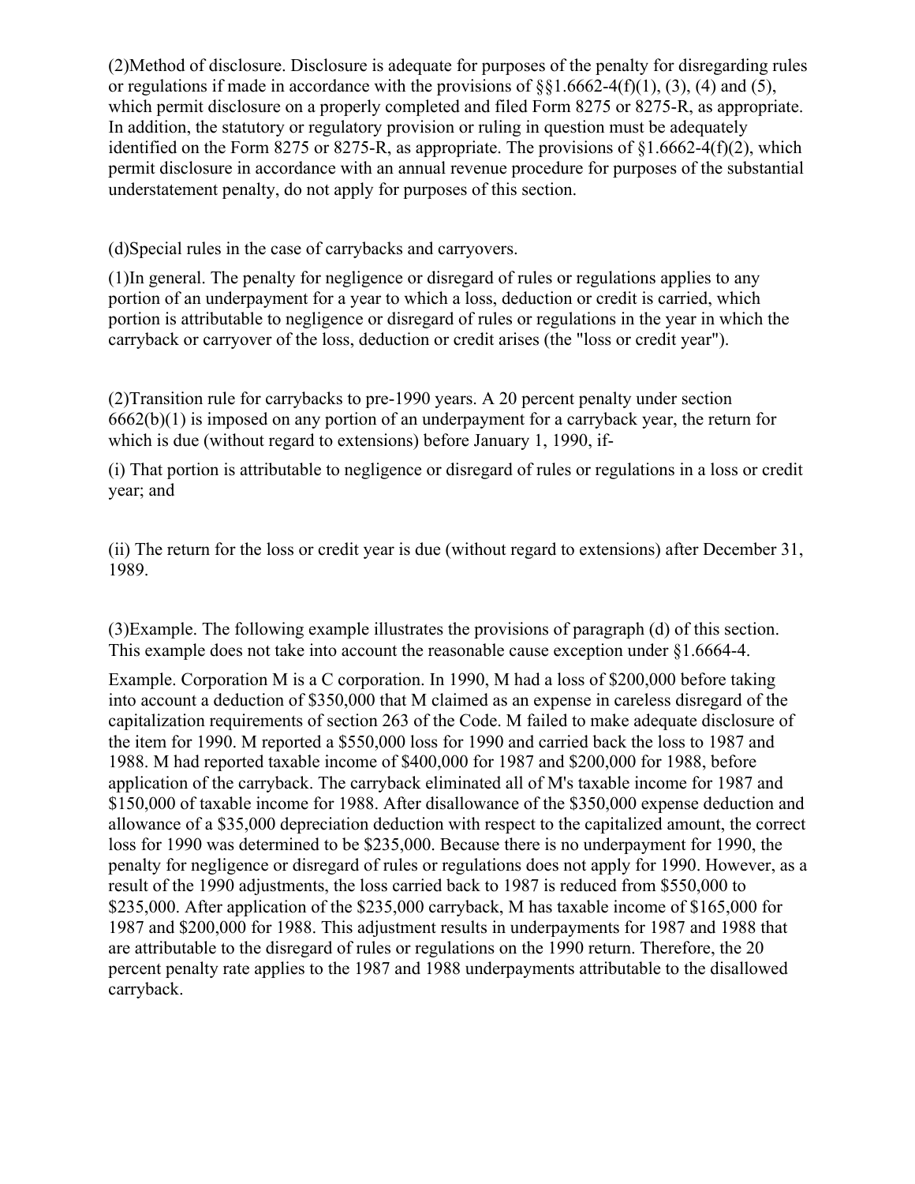(2)Method of disclosure. Disclosure is adequate for purposes of the penalty for disregarding rules or regulations if made in accordance with the provisions of §§1.6662-4(f)(1), (3), (4) and (5), which permit disclosure on a properly completed and filed Form 8275 or 8275-R, as appropriate. In addition, the statutory or regulatory provision or ruling in question must be adequately identified on the Form 8275 or 8275-R, as appropriate. The provisions of §1.6662-4(f)(2), which permit disclosure in accordance with an annual revenue procedure for purposes of the substantial understatement penalty, do not apply for purposes of this section.

(d)Special rules in the case of carrybacks and carryovers.

(1)In general. The penalty for negligence or disregard of rules or regulations applies to any portion of an underpayment for a year to which a loss, deduction or credit is carried, which portion is attributable to negligence or disregard of rules or regulations in the year in which the carryback or carryover of the loss, deduction or credit arises (the "loss or credit year").

(2)Transition rule for carrybacks to pre-1990 years. A 20 percent penalty under section 6662(b)(1) is imposed on any portion of an underpayment for a carryback year, the return for which is due (without regard to extensions) before January 1, 1990, if-

(i) That portion is attributable to negligence or disregard of rules or regulations in a loss or credit year; and

(ii) The return for the loss or credit year is due (without regard to extensions) after December 31, 1989.

(3)Example. The following example illustrates the provisions of paragraph (d) of this section. This example does not take into account the reasonable cause exception under §1.6664-4.

Example. Corporation M is a C corporation. In 1990, M had a loss of $200,000 before taking into account a deduction of $350,000 that M claimed as an expense in careless disregard of the capitalization requirements of section 263 of the Code. M failed to make adequate disclosure of the item for 1990. M reported a $550,000 loss for 1990 and carried back the loss to 1987 and 1988. M had reported taxable income of $400,000 for 1987 and $200,000 for 1988, before application of the carryback. The carryback eliminated all of M's taxable income for 1987 and $150,000 of taxable income for 1988. After disallowance of the $350,000 expense deduction and allowance of a $35,000 depreciation deduction with respect to the capitalized amount, the correct loss for 1990 was determined to be $235,000. Because there is no underpayment for 1990, the penalty for negligence or disregard of rules or regulations does not apply for 1990. However, as a result of the 1990 adjustments, the loss carried back to 1987 is reduced from $550,000 to $235,000. After application of the $235,000 carryback, M has taxable income of $165,000 for 1987 and $200,000 for 1988. This adjustment results in underpayments for 1987 and 1988 that are attributable to the disregard of rules or regulations on the 1990 return. Therefore, the 20 percent penalty rate applies to the 1987 and 1988 underpayments attributable to the disallowed carryback.